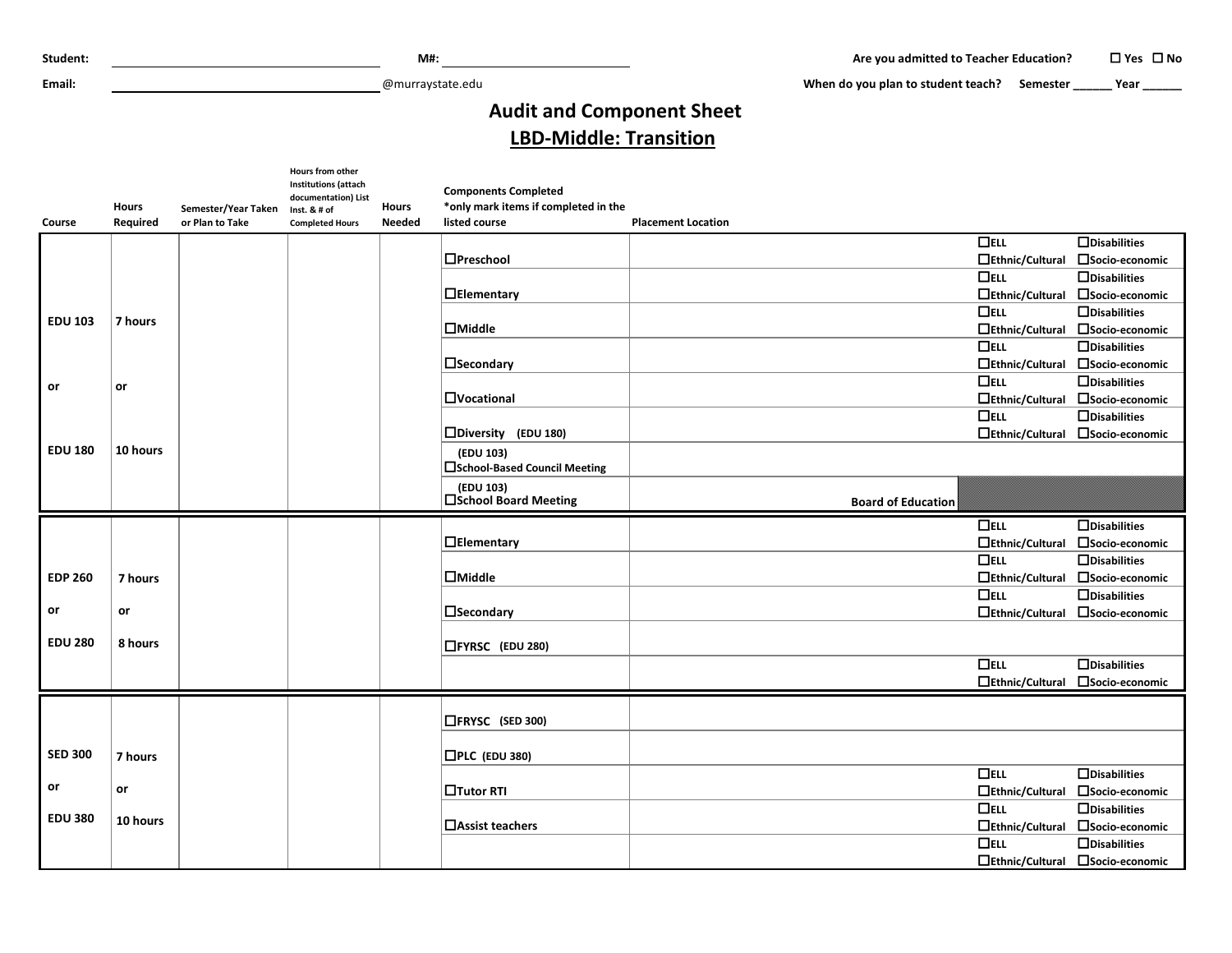**Student:** ______________________ **M#:** ______________________ **Are you admitted to Teacher Education?** ☐ Yes ☐ No

**Email:** ______________________@murraystate.edu **When do you plan to student teach?** Semester ______ Year ______

# Audit and Component Sheet

## LBD-Middle: Transition

| Course | Hours Required | Semester/Year Taken or Plan to Take | Hours from other Institutions (attach documentation) List Inst. & # of Completed Hours | Hours Needed | Components Completed *only mark items if completed in the listed course | Placement Location | | |
|---|---|---|---|---|---|---|---|---|
| EDU 103 or EDU 180 | 7 hours or 10 hours | | | | ☐Preschool | | ☐ELL ☐Ethnic/Cultural | ☐Disabilities ☐Socio-economic |
| | | | | | ☐Elementary | | ☐ELL ☐Ethnic/Cultural | ☐Disabilities ☐Socio-economic |
| | | | | | ☐Middle | | ☐ELL ☐Ethnic/Cultural | ☐Disabilities ☐Socio-economic |
| | | | | | ☐Secondary | | ☐ELL ☐Ethnic/Cultural | ☐Disabilities ☐Socio-economic |
| | | | | | ☐Vocational | | ☐ELL ☐Ethnic/Cultural | ☐Disabilities ☐Socio-economic |
| | | | | | ☐Diversity (EDU 180) | | ☐ELL ☐Ethnic/Cultural | ☐Disabilities ☐Socio-economic |
| | | | | | (EDU 103) ☐School-Based Council Meeting | | | |
| | | | | | (EDU 103) ☐School Board Meeting | Board of Education | | |
| EDP 260 or EDU 280 | 7 hours or 8 hours | | | | ☐Elementary | | ☐ELL ☐Ethnic/Cultural | ☐Disabilities ☐Socio-economic |
| | | | | | ☐Middle | | ☐ELL ☐Ethnic/Cultural | ☐Disabilities ☐Socio-economic |
| | | | | | ☐Secondary | | ☐ELL ☐Ethnic/Cultural | ☐Disabilities ☐Socio-economic |
| | | | | | ☐FYRSC (EDU 280) | | | |
| | | | | | | | ☐ELL ☐Ethnic/Cultural | ☐Disabilities ☐Socio-economic |
| SED 300 or EDU 380 | 7 hours or 10 hours | | | | ☐FRYSC (SED 300) | | | |
| | | | | | ☐PLC (EDU 380) | | | |
| | | | | | ☐Tutor RTI | | ☐ELL ☐Ethnic/Cultural | ☐Disabilities ☐Socio-economic |
| | | | | | ☐Assist teachers | | ☐ELL ☐Ethnic/Cultural | ☐Disabilities ☐Socio-economic |
| | | | | | | | ☐ELL ☐Ethnic/Cultural | ☐Disabilities ☐Socio-economic |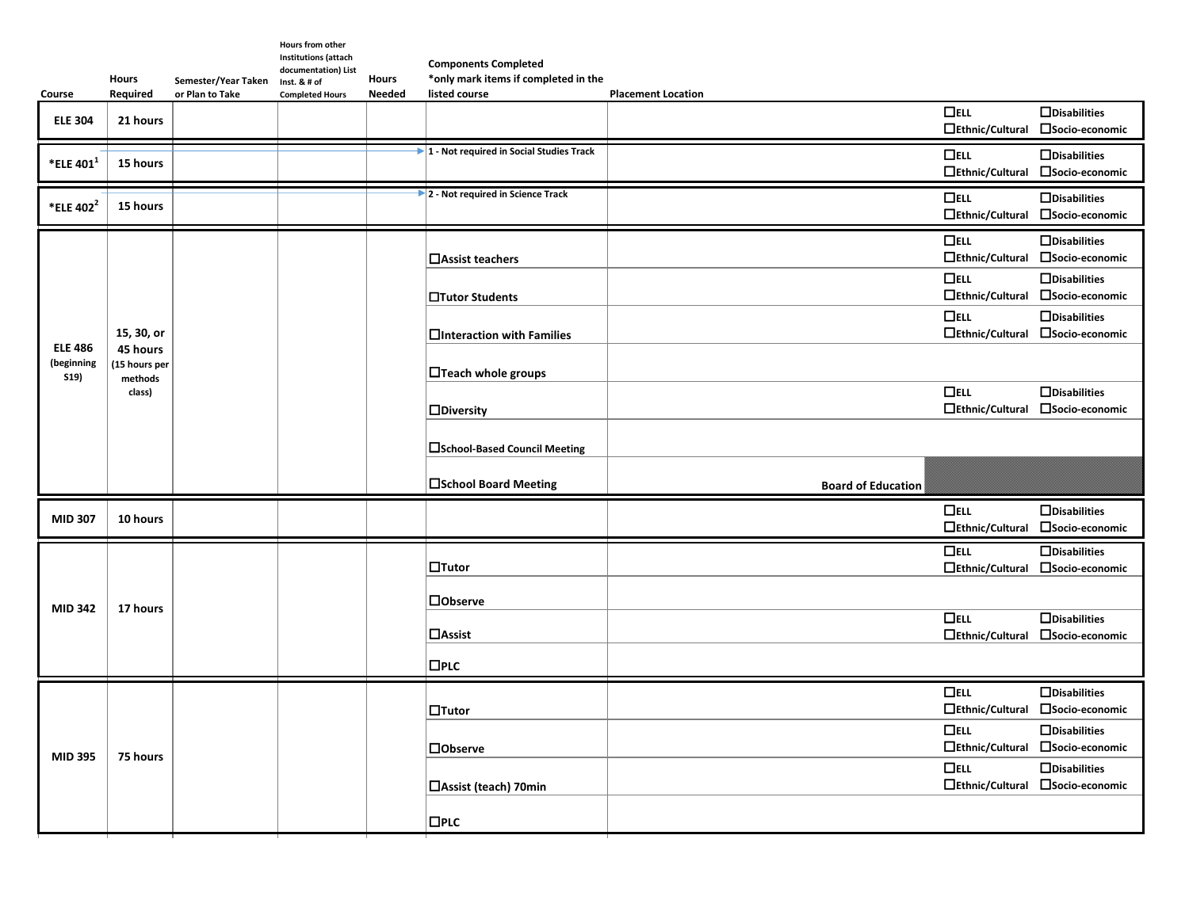| Course | Hours Required | Semester/Year Taken or Plan to Take | Hours from other Institutions (attach documentation) List Inst. & # of Completed Hours | Hours Needed | Components Completed *only mark items if completed in the listed course | Placement Location | | |
|---|---|---|---|---|---|---|---|---|
| ELE 304 | 21 hours | | | | | | ☐ELL ☐Ethnic/Cultural | ☐Disabilities ☐Socio-economic |
| *ELE 401[1] | 15 hours | | | | 1 - Not required in Social Studies Track | | ☐ELL ☐Ethnic/Cultural | ☐Disabilities ☐Socio-economic |
| *ELE 402[2] | 15 hours | | | | 2 - Not required in Science Track | | ☐ELL ☐Ethnic/Cultural | ☐Disabilities ☐Socio-economic |
| ELE 486 (beginning S19) | 15, 30, or 45 hours (15 hours per methods class) | | | | ☐Assist teachers | | ☐ELL ☐Ethnic/Cultural | ☐Disabilities ☐Socio-economic |
| | | | | | ☐Tutor Students | | ☐ELL ☐Ethnic/Cultural | ☐Disabilities ☐Socio-economic |
| | | | | | ☐Interaction with Families | | ☐ELL ☐Ethnic/Cultural | ☐Disabilities ☐Socio-economic |
| | | | | | ☐Teach whole groups | | | |
| | | | | | ☐Diversity | | ☐ELL ☐Ethnic/Cultural | ☐Disabilities ☐Socio-economic |
| | | | | | ☐School-Based Council Meeting | | | |
| | | | | | ☐School Board Meeting | Board of Education | | |
| MID 307 | 10 hours | | | | | | ☐ELL ☐Ethnic/Cultural | ☐Disabilities ☐Socio-economic |
| MID 342 | 17 hours | | | | ☐Tutor | | ☐ELL ☐Ethnic/Cultural | ☐Disabilities ☐Socio-economic |
| | | | | | ☐Observe | | | |
| | | | | | ☐Assist | | ☐ELL ☐Ethnic/Cultural | ☐Disabilities ☐Socio-economic |
| | | | | | ☐PLC | | | |
| MID 395 | 75 hours | | | | ☐Tutor | | ☐ELL ☐Ethnic/Cultural | ☐Disabilities ☐Socio-economic |
| | | | | | ☐Observe | | ☐ELL ☐Ethnic/Cultural | ☐Disabilities ☐Socio-economic |
| | | | | | ☐Assist (teach) 70min | | ☐ELL ☐Ethnic/Cultural | ☐Disabilities ☐Socio-economic |
| | | | | | ☐PLC | | | |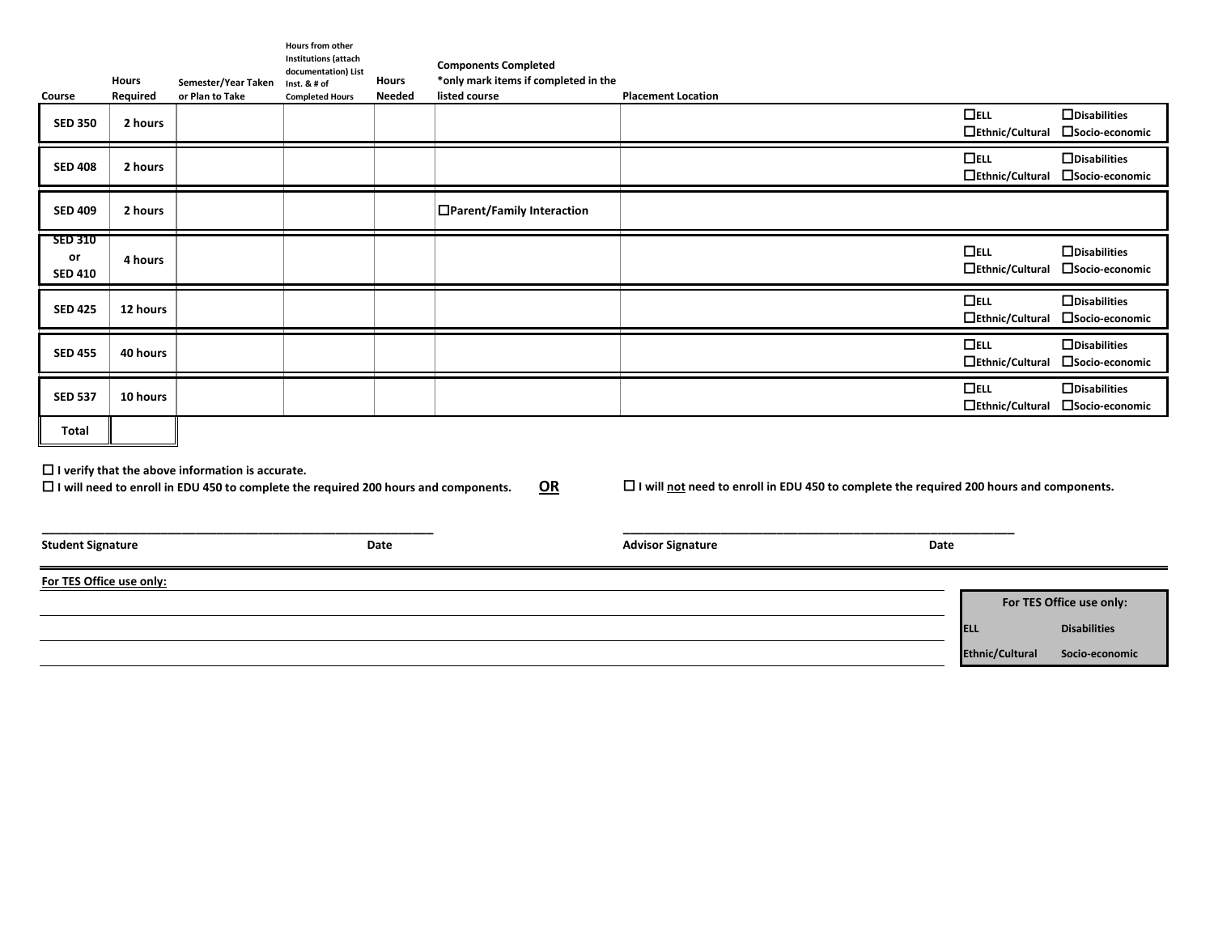| Course | Hours Required | Semester/Year Taken or Plan to Take | Hours from other Institutions (attach documentation) List Inst. & # of Completed Hours | Hours Needed | Components Completed *only mark items if completed in the listed course | Placement Location | |
|---|---|---|---|---|---|---|---|
| SED 350 | 2 hours | | | | | | ☐ELL ☐Disabilities ☐Ethnic/Cultural ☐Socio-economic |
| SED 408 | 2 hours | | | | | | ☐ELL ☐Disabilities ☐Ethnic/Cultural ☐Socio-economic |
| SED 409 | 2 hours | | | | ☐Parent/Family Interaction | | |
| SED 310 or SED 410 | 4 hours | | | | | | ☐ELL ☐Disabilities ☐Ethnic/Cultural ☐Socio-economic |
| SED 425 | 12 hours | | | | | | ☐ELL ☐Disabilities ☐Ethnic/Cultural ☐Socio-economic |
| SED 455 | 40 hours | | | | | | ☐ELL ☐Disabilities ☐Ethnic/Cultural ☐Socio-economic |
| SED 537 | 10 hours | | | | | | ☐ELL ☐Disabilities ☐Ethnic/Cultural ☐Socio-economic |
| Total | | | | | | | |

☐ **I verify that the above information is accurate.**

☐ **I will need to enroll in EDU 450 to complete the required 200 hours and components.** **OR** ☐ **I will not need to enroll in EDU 450 to complete the required 200 hours and components.**

\_\_\_\_\_\_\_\_\_\_\_\_\_\_\_\_\_\_\_\_\_\_\_\_\_\_\_\_\_\_\_\_\_\_\_\_\_\_\_\_\_\_\_\_\_\_\_\_\_\_\_\_\_\_\_\_\_\_

**Student Signature** **Date**

\_\_\_\_\_\_\_\_\_\_\_\_\_\_\_\_\_\_\_\_\_\_\_\_\_\_\_\_\_\_\_\_\_\_\_\_\_\_\_\_\_\_\_\_\_\_\_\_\_\_\_\_\_\_\_\_\_\_

**Advisor Signature** **Date**

**For TES Office use only:**

| For TES Office use only: | |
|---|---|
| ELL | Disabilities |
| Ethnic/Cultural | Socio-economic |